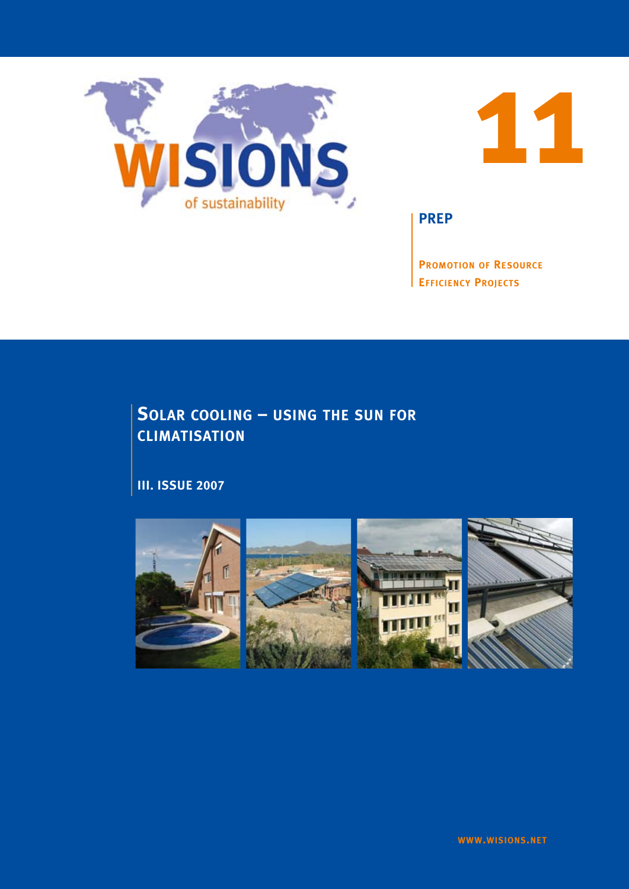WISIONS

of sustainability

# 11

**PREP**

**Promotion of Resource Efficiency Projects**

## Solar cooling – using the sun for climatisation

**III. ISSUE 2007**

WWW.WISIONS.NET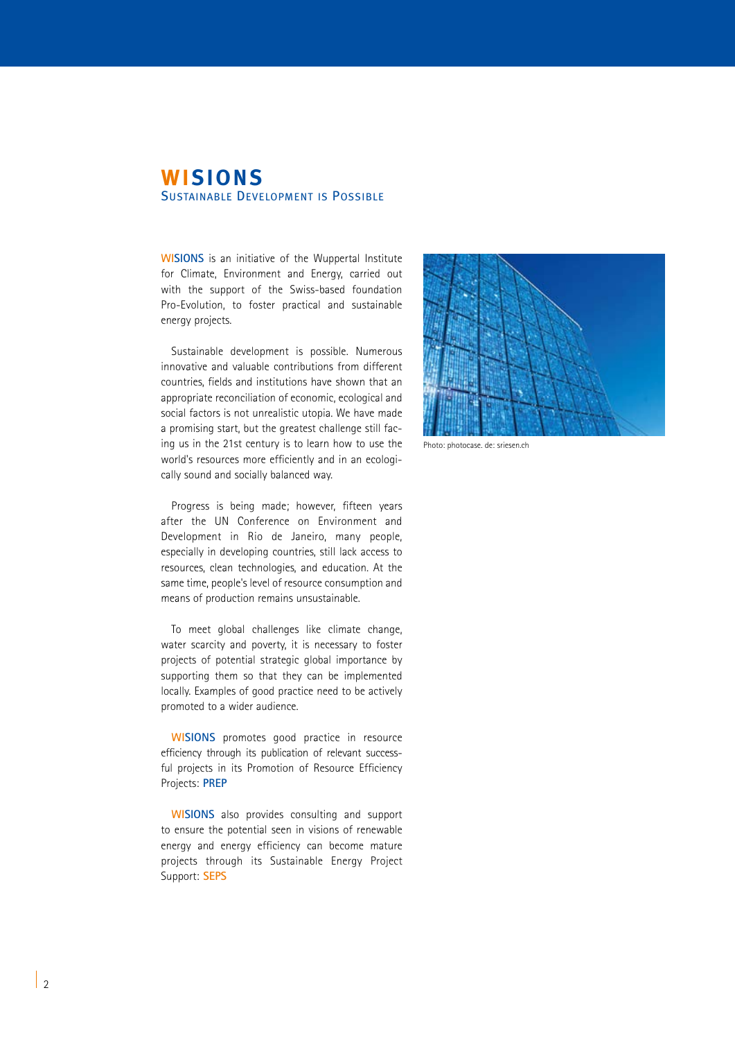# WISIONS

## Sustainable Development is Possible

WISIONS is an initiative of the Wuppertal Institute for Climate, Environment and Energy, carried out with the support of the Swiss-based foundation Pro-Evolution, to foster practical and sustainable energy projects.

Sustainable development is possible. Numerous innovative and valuable contributions from different countries, fields and institutions have shown that an appropriate reconciliation of economic, ecological and social factors is not unrealistic utopia. We have made a promising start, but the greatest challenge still facing us in the 21st century is to learn how to use the world's resources more efficiently and in an ecologically sound and socially balanced way.

Progress is being made; however, fifteen years after the UN Conference on Environment and Development in Rio de Janeiro, many people, especially in developing countries, still lack access to resources, clean technologies, and education. At the same time, people's level of resource consumption and means of production remains unsustainable.

To meet global challenges like climate change, water scarcity and poverty, it is necessary to foster projects of potential strategic global importance by supporting them so that they can be implemented locally. Examples of good practice need to be actively promoted to a wider audience.

WISIONS promotes good practice in resource efficiency through its publication of relevant successful projects in its Promotion of Resource Efficiency Projects: **PREP**

WISIONS also provides consulting and support to ensure the potential seen in visions of renewable energy and energy efficiency can become mature projects through its Sustainable Energy Project Support: **SEPS**

Photo: photocase. de: sriesen.ch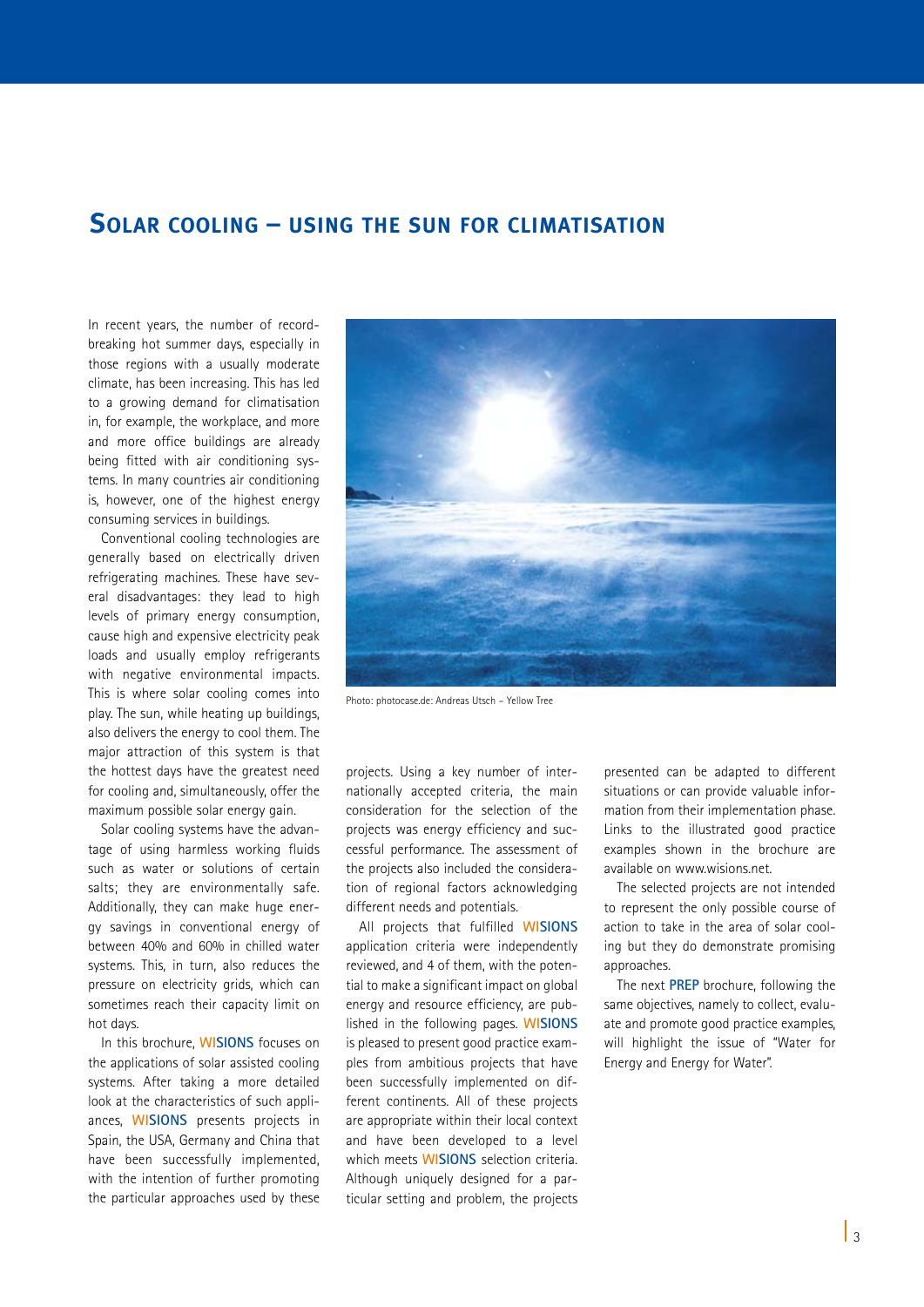# Solar cooling – using the sun for climatisation

In recent years, the number of record-breaking hot summer days, especially in those regions with a usually moderate climate, has been increasing. This has led to a growing demand for climatisation in, for example, the workplace, and more and more office buildings are already being fitted with air conditioning systems. In many countries air conditioning is, however, one of the highest energy consuming services in buildings.

Conventional cooling technologies are generally based on electrically driven refrigerating machines. These have several disadvantages: they lead to high levels of primary energy consumption, cause high and expensive electricity peak loads and usually employ refrigerants with negative environmental impacts. This is where solar cooling comes into play. The sun, while heating up buildings, also delivers the energy to cool them. The major attraction of this system is that the hottest days have the greatest need for cooling and, simultaneously, offer the maximum possible solar energy gain.

Solar cooling systems have the advantage of using harmless working fluids such as water or solutions of certain salts; they are environmentally safe. Additionally, they can make huge energy savings in conventional energy of between 40% and 60% in chilled water systems. This, in turn, also reduces the pressure on electricity grids, which can sometimes reach their capacity limit on hot days.

In this brochure, WISIONS focuses on the applications of solar assisted cooling systems. After taking a more detailed look at the characteristics of such appliances, WISIONS presents projects in Spain, the USA, Germany and China that have been successfully implemented, with the intention of further promoting the particular approaches used by these projects. Using a key number of internationally accepted criteria, the main consideration for the selection of the projects was energy efficiency and successful performance. The assessment of the projects also included the consideration of regional factors acknowledging different needs and potentials.

Photo: photocase.de: Andreas Utsch – Yellow Tree

All projects that fulfilled WISIONS application criteria were independently reviewed, and 4 of them, with the potential to make a significant impact on global energy and resource efficiency, are published in the following pages. WISIONS is pleased to present good practice examples from ambitious projects that have been successfully implemented on different continents. All of these projects are appropriate within their local context and have been developed to a level which meets WISIONS selection criteria. Although uniquely designed for a particular setting and problem, the projects presented can be adapted to different situations or can provide valuable information from their implementation phase. Links to the illustrated good practice examples shown in the brochure are available on www.wisions.net.

The selected projects are not intended to represent the only possible course of action to take in the area of solar cooling but they do demonstrate promising approaches.

The next PREP brochure, following the same objectives, namely to collect, evaluate and promote good practice examples, will highlight the issue of "Water for Energy and Energy for Water".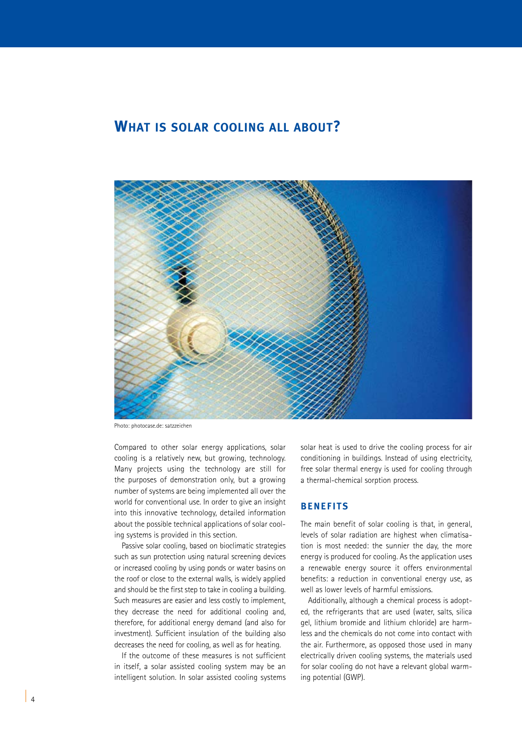## WHAT IS SOLAR COOLING ALL ABOUT?

Photo: photocase.de: satzzeichen

Compared to other solar energy applications, solar cooling is a relatively new, but growing, technology. Many projects using the technology are still for the purposes of demonstration only, but a growing number of systems are being implemented all over the world for conventional use. In order to give an insight into this innovative technology, detailed information about the possible technical applications of solar cooling systems is provided in this section.

Passive solar cooling, based on bioclimatic strategies such as sun protection using natural screening devices or increased cooling by using ponds or water basins on the roof or close to the external walls, is widely applied and should be the first step to take in cooling a building. Such measures are easier and less costly to implement, they decrease the need for additional cooling and, therefore, for additional energy demand (and also for investment). Sufficient insulation of the building also decreases the need for cooling, as well as for heating.

If the outcome of these measures is not sufficient in itself, a solar assisted cooling system may be an intelligent solution. In solar assisted cooling systems solar heat is used to drive the cooling process for air conditioning in buildings. Instead of using electricity, free solar thermal energy is used for cooling through a thermal-chemical sorption process.

### BENEFITS

The main benefit of solar cooling is that, in general, levels of solar radiation are highest when climatisation is most needed: the sunnier the day, the more energy is produced for cooling. As the application uses a renewable energy source it offers environmental benefits: a reduction in conventional energy use, as well as lower levels of harmful emissions.

Additionally, although a chemical process is adopted, the refrigerants that are used (water, salts, silica gel, lithium bromide and lithium chloride) are harmless and the chemicals do not come into contact with the air. Furthermore, as opposed those used in many electrically driven cooling systems, the materials used for solar cooling do not have a relevant global warming potential (GWP).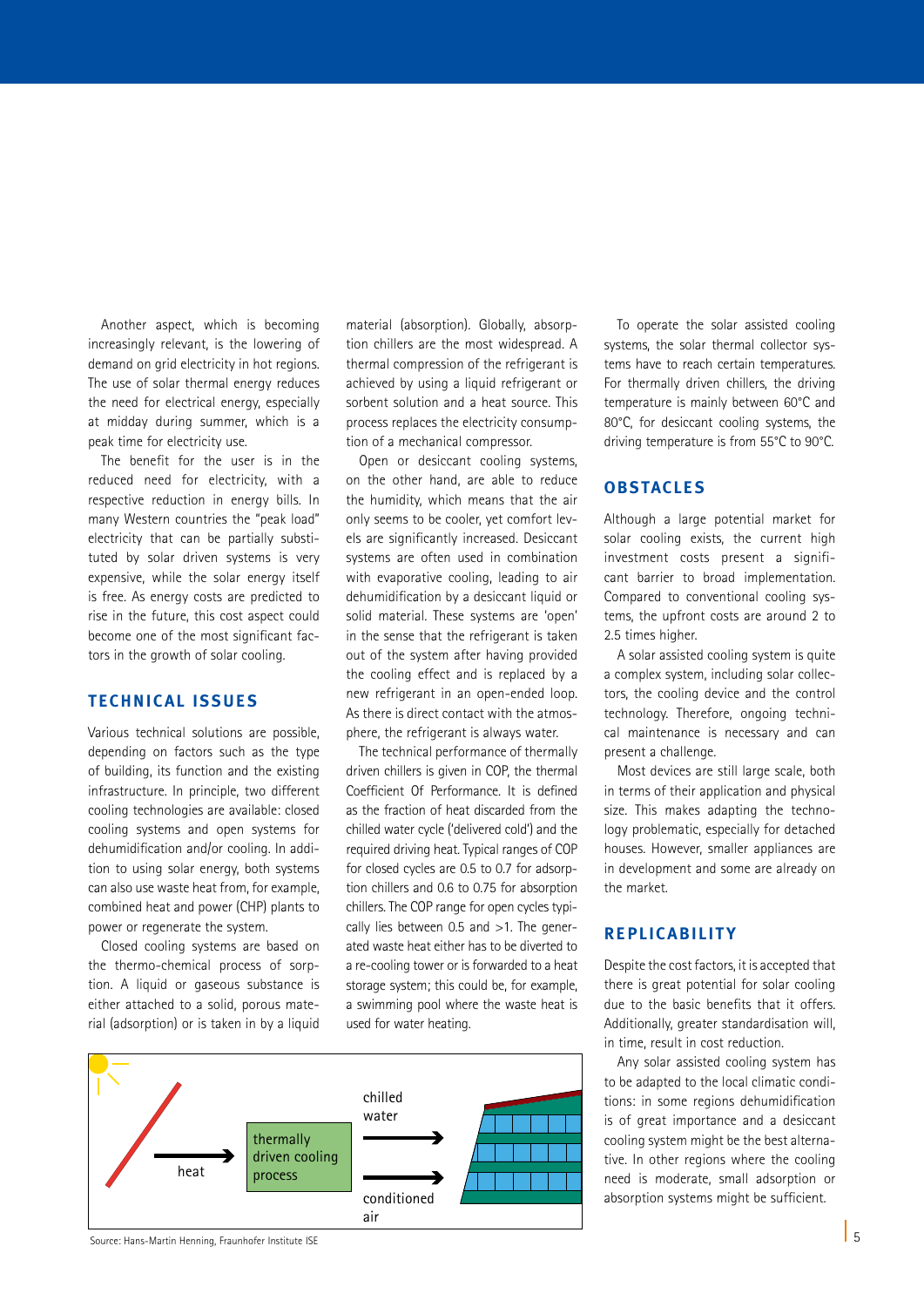Another aspect, which is becoming increasingly relevant, is the lowering of demand on grid electricity in hot regions. The use of solar thermal energy reduces the need for electrical energy, especially at midday during summer, which is a peak time for electricity use.

The benefit for the user is in the reduced need for electricity, with a respective reduction in energy bills. In many Western countries the "peak load" electricity that can be partially substituted by solar driven systems is very expensive, while the solar energy itself is free. As energy costs are predicted to rise in the future, this cost aspect could become one of the most significant factors in the growth of solar cooling.

## TECHNICAL ISSUES

Various technical solutions are possible, depending on factors such as the type of building, its function and the existing infrastructure. In principle, two different cooling technologies are available: closed cooling systems and open systems for dehumidification and/or cooling. In addition to using solar energy, both systems can also use waste heat from, for example, combined heat and power (CHP) plants to power or regenerate the system.

Closed cooling systems are based on the thermo-chemical process of sorption. A liquid or gaseous substance is either attached to a solid, porous material (adsorption) or is taken in by a liquid material (absorption). Globally, absorption chillers are the most widespread. A thermal compression of the refrigerant is achieved by using a liquid refrigerant or sorbent solution and a heat source. This process replaces the electricity consumption of a mechanical compressor.

Open or desiccant cooling systems, on the other hand, are able to reduce the humidity, which means that the air only seems to be cooler, yet comfort levels are significantly increased. Desiccant systems are often used in combination with evaporative cooling, leading to air dehumidification by a desiccant liquid or solid material. These systems are 'open' in the sense that the refrigerant is taken out of the system after having provided the cooling effect and is replaced by a new refrigerant in an open-ended loop. As there is direct contact with the atmosphere, the refrigerant is always water.

The technical performance of thermally driven chillers is given in COP, the thermal Coefficient Of Performance. It is defined as the fraction of heat discarded from the chilled water cycle ('delivered cold') and the required driving heat. Typical ranges of COP for closed cycles are 0.5 to 0.7 for adsorption chillers and 0.6 to 0.75 for absorption chillers. The COP range for open cycles typically lies between 0.5 and >1. The generated waste heat either has to be diverted to a re-cooling tower or is forwarded to a heat storage system; this could be, for example, a swimming pool where the waste heat is used for water heating.

To operate the solar assisted cooling systems, the solar thermal collector systems have to reach certain temperatures. For thermally driven chillers, the driving temperature is mainly between 60°C and 80°C, for desiccant cooling systems, the driving temperature is from 55°C to 90°C.

## OBSTACLES

Although a large potential market for solar cooling exists, the current high investment costs present a significant barrier to broad implementation. Compared to conventional cooling systems, the upfront costs are around 2 to 2.5 times higher.

A solar assisted cooling system is quite a complex system, including solar collectors, the cooling device and the control technology. Therefore, ongoing technical maintenance is necessary and can present a challenge.

Most devices are still large scale, both in terms of their application and physical size. This makes adapting the technology problematic, especially for detached houses. However, smaller appliances are in development and some are already on the market.

## REPLICABILITY

Despite the cost factors, it is accepted that there is great potential for solar cooling due to the basic benefits that it offers. Additionally, greater standardisation will, in time, result in cost reduction.

Any solar assisted cooling system has to be adapted to the local climatic conditions: in some regions dehumidification is of great importance and a desiccant cooling system might be the best alternative. In other regions where the cooling need is moderate, small adsorption or absorption systems might be sufficient.

heat → thermally driven cooling process → chilled water / conditioned air

Source: Hans-Martin Henning, Fraunhofer Institute ISE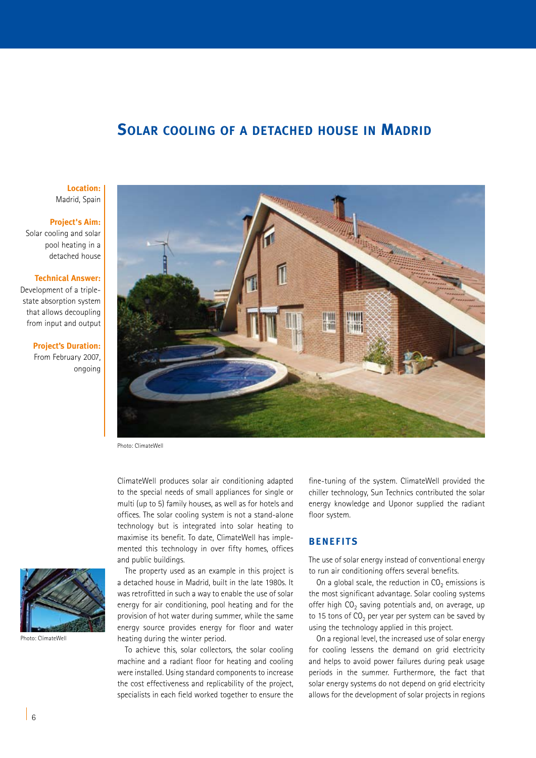# Solar cooling of a detached house in Madrid

**Location:**
Madrid, Spain

**Project's Aim:**
Solar cooling and solar pool heating in a detached house

**Technical Answer:**
Development of a triple-state absorption system that allows decoupling from input and output

**Project's Duration:**
From February 2007, ongoing

Photo: ClimateWell

Photo: ClimateWell

ClimateWell produces solar air conditioning adapted to the special needs of small appliances for single or multi (up to 5) family houses, as well as for hotels and offices. The solar cooling system is not a stand-alone technology but is integrated into solar heating to maximise its benefit. To date, ClimateWell has implemented this technology in over fifty homes, offices and public buildings.

The property used as an example in this project is a detached house in Madrid, built in the late 1980s. It was retrofitted in such a way to enable the use of solar energy for air conditioning, pool heating and for the provision of hot water during summer, while the same energy source provides energy for floor and water heating during the winter period.

To achieve this, solar collectors, the solar cooling machine and a radiant floor for heating and cooling were installed. Using standard components to increase the cost effectiveness and replicability of the project, specialists in each field worked together to ensure the fine-tuning of the system. ClimateWell provided the chiller technology, Sun Technics contributed the solar energy knowledge and Uponor supplied the radiant floor system.

## Benefits

The use of solar energy instead of conventional energy to run air conditioning offers several benefits.

On a global scale, the reduction in $CO_2$ emissions is the most significant advantage. Solar cooling systems offer high $CO_2$ saving potentials and, on average, up to 15 tons of $CO_2$ per year per system can be saved by using the technology applied in this project.

On a regional level, the increased use of solar energy for cooling lessens the demand on grid electricity and helps to avoid power failures during peak usage periods in the summer. Furthermore, the fact that solar energy systems do not depend on grid electricity allows for the development of solar projects in regions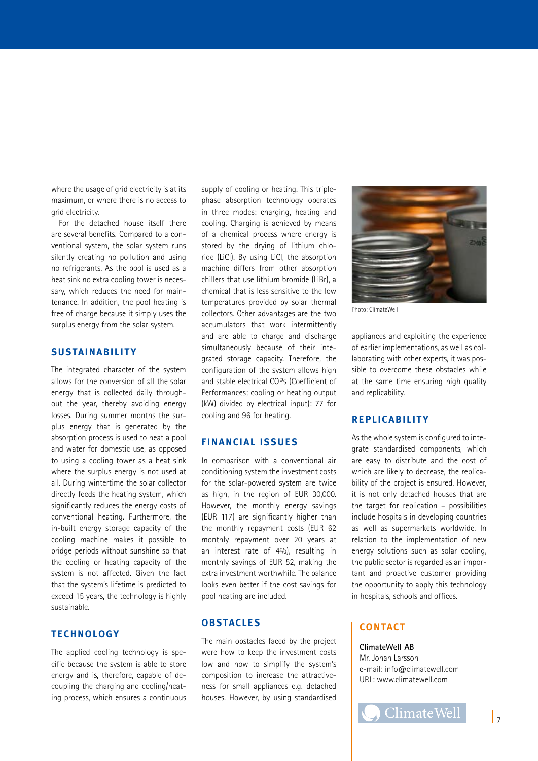where the usage of grid electricity is at its maximum, or where there is no access to grid electricity.

For the detached house itself there are several benefits. Compared to a conventional system, the solar system runs silently creating no pollution and using no refrigerants. As the pool is used as a heat sink no extra cooling tower is necessary, which reduces the need for maintenance. In addition, the pool heating is free of charge because it simply uses the surplus energy from the solar system.

## SUSTAINABILITY

The integrated character of the system allows for the conversion of all the solar energy that is collected daily throughout the year, thereby avoiding energy losses. During summer months the surplus energy that is generated by the absorption process is used to heat a pool and water for domestic use, as opposed to using a cooling tower as a heat sink where the surplus energy is not used at all. During wintertime the solar collector directly feeds the heating system, which significantly reduces the energy costs of conventional heating. Furthermore, the in-built energy storage capacity of the cooling machine makes it possible to bridge periods without sunshine so that the cooling or heating capacity of the system is not affected. Given the fact that the system's lifetime is predicted to exceed 15 years, the technology is highly sustainable.

## TECHNOLOGY

The applied cooling technology is specific because the system is able to store energy and is, therefore, capable of decoupling the charging and cooling/heating process, which ensures a continuous supply of cooling or heating. This triple-phase absorption technology operates in three modes: charging, heating and cooling. Charging is achieved by means of a chemical process where energy is stored by the drying of lithium chloride (LiCl). By using LiCl, the absorption machine differs from other absorption chillers that use lithium bromide (LiBr), a chemical that is less sensitive to the low temperatures provided by solar thermal collectors. Other advantages are the two accumulators that work intermittently and are able to charge and discharge simultaneously because of their integrated storage capacity. Therefore, the configuration of the system allows high and stable electrical COPs (Coefficient of Performances; cooling or heating output (kW) divided by electrical input): 77 for cooling and 96 for heating.

## FINANCIAL ISSUES

In comparison with a conventional air conditioning system the investment costs for the solar-powered system are twice as high, in the region of EUR 30,000. However, the monthly energy savings (EUR 117) are significantly higher than the monthly repayment costs (EUR 62 monthly repayment over 20 years at an interest rate of 4%), resulting in monthly savings of EUR 52, making the extra investment worthwhile. The balance looks even better if the cost savings for pool heating are included.

## OBSTACLES

The main obstacles faced by the project were how to keep the investment costs low and how to simplify the system's composition to increase the attractiveness for small appliances e.g. detached houses. However, by using standardised appliances and exploiting the experience of earlier implementations, as well as collaborating with other experts, it was possible to overcome these obstacles while at the same time ensuring high quality and replicability.

Photo: ClimateWell

## REPLICABILITY

As the whole system is configured to integrate standardised components, which are easy to distribute and the cost of which are likely to decrease, the replicability of the project is ensured. However, it is not only detached houses that are the target for replication – possibilities include hospitals in developing countries as well as supermarkets worldwide. In relation to the implementation of new energy solutions such as solar cooling, the public sector is regarded as an important and proactive customer providing the opportunity to apply this technology in hospitals, schools and offices.

## CONTACT

**ClimateWell AB**
Mr. Johan Larsson
e-mail: info@climatewell.com
URL: www.climatewell.com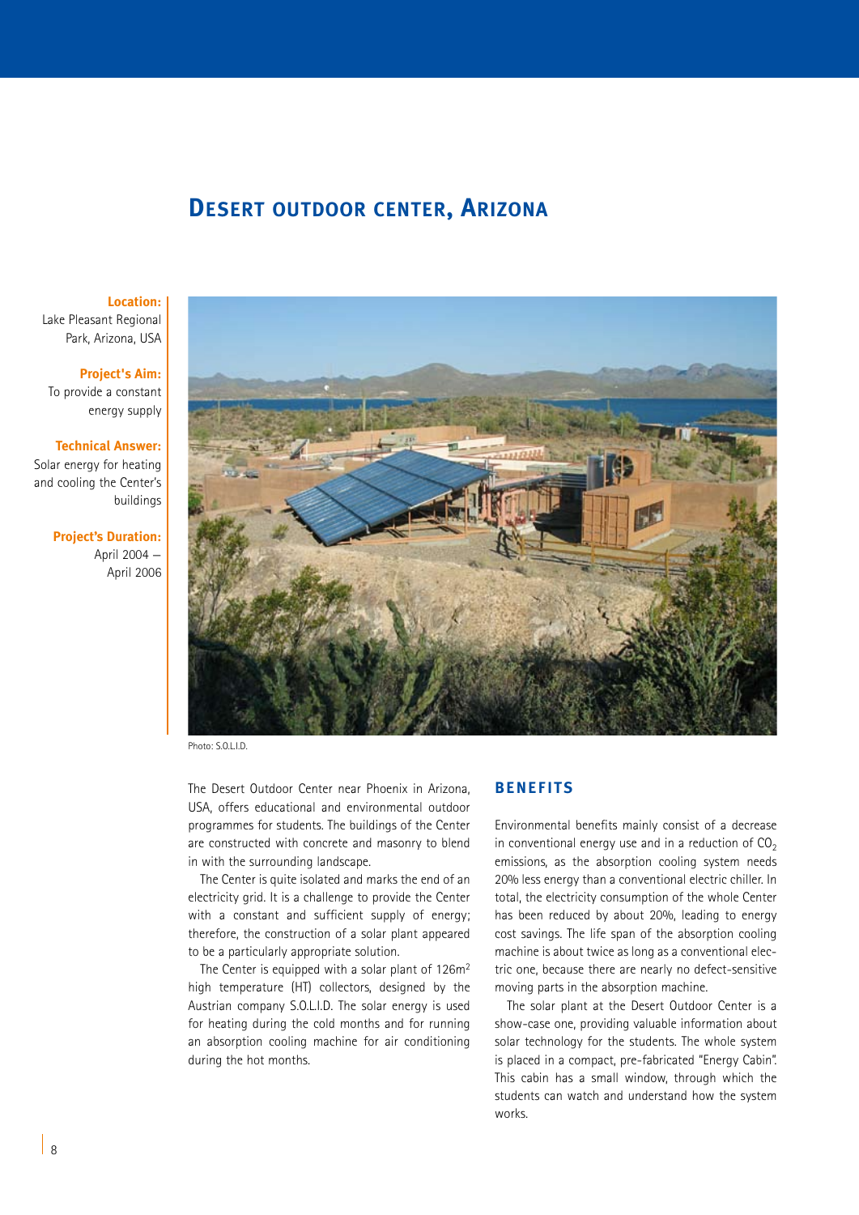# Desert outdoor center, Arizona

**Location:**
Lake Pleasant Regional Park, Arizona, USA

**Project's Aim:**
To provide a constant energy supply

**Technical Answer:**
Solar energy for heating and cooling the Center's buildings

**Project's Duration:**
April 2004 – April 2006

Photo: S.O.L.I.D.

The Desert Outdoor Center near Phoenix in Arizona, USA, offers educational and environmental outdoor programmes for students. The buildings of the Center are constructed with concrete and masonry to blend in with the surrounding landscape.

The Center is quite isolated and marks the end of an electricity grid. It is a challenge to provide the Center with a constant and sufficient supply of energy; therefore, the construction of a solar plant appeared to be a particularly appropriate solution.

The Center is equipped with a solar plant of 126m² high temperature (HT) collectors, designed by the Austrian company S.O.L.I.D. The solar energy is used for heating during the cold months and for running an absorption cooling machine for air conditioning during the hot months.

## Benefits

Environmental benefits mainly consist of a decrease in conventional energy use and in a reduction of $CO_2$ emissions, as the absorption cooling system needs 20% less energy than a conventional electric chiller. In total, the electricity consumption of the whole Center has been reduced by about 20%, leading to energy cost savings. The life span of the absorption cooling machine is about twice as long as a conventional electric one, because there are nearly no defect-sensitive moving parts in the absorption machine.

The solar plant at the Desert Outdoor Center is a show-case one, providing valuable information about solar technology for the students. The whole system is placed in a compact, pre-fabricated "Energy Cabin". This cabin has a small window, through which the students can watch and understand how the system works.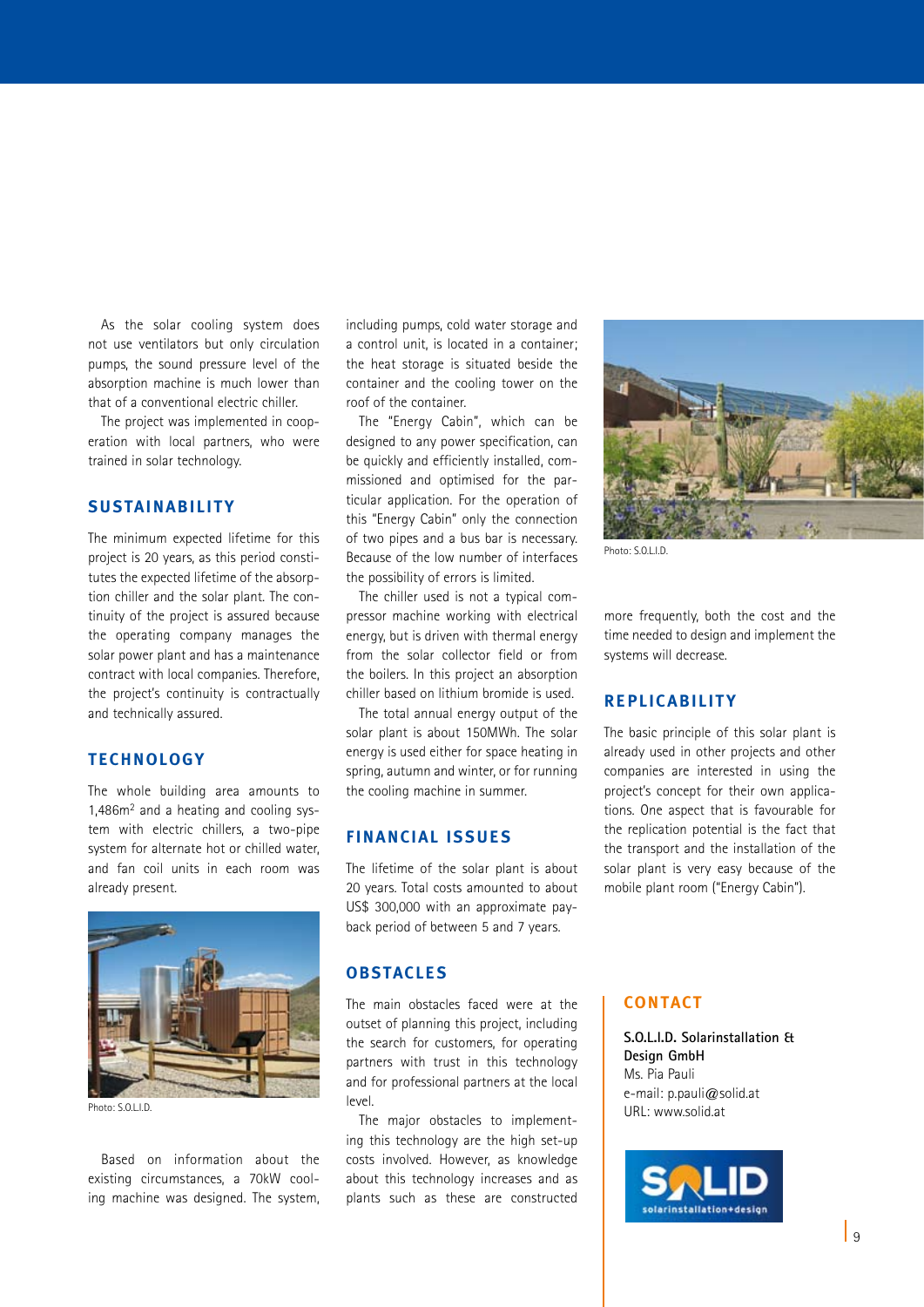As the solar cooling system does not use ventilators but only circulation pumps, the sound pressure level of the absorption machine is much lower than that of a conventional electric chiller.

The project was implemented in cooperation with local partners, who were trained in solar technology.

## SUSTAINABILITY

The minimum expected lifetime for this project is 20 years, as this period constitutes the expected lifetime of the absorption chiller and the solar plant. The continuity of the project is assured because the operating company manages the solar power plant and has a maintenance contract with local companies. Therefore, the project's continuity is contractually and technically assured.

## TECHNOLOGY

The whole building area amounts to 1,486m$^2$ and a heating and cooling system with electric chillers, a two-pipe system for alternate hot or chilled water, and fan coil units in each room was already present.

Photo: S.O.L.I.D.

Based on information about the existing circumstances, a 70kW cooling machine was designed. The system, including pumps, cold water storage and a control unit, is located in a container; the heat storage is situated beside the container and the cooling tower on the roof of the container.

The "Energy Cabin", which can be designed to any power specification, can be quickly and efficiently installed, commissioned and optimised for the particular application. For the operation of this "Energy Cabin" only the connection of two pipes and a bus bar is necessary. Because of the low number of interfaces the possibility of errors is limited.

The chiller used is not a typical compressor machine working with electrical energy, but is driven with thermal energy from the solar collector field or from the boilers. In this project an absorption chiller based on lithium bromide is used.

The total annual energy output of the solar plant is about 150MWh. The solar energy is used either for space heating in spring, autumn and winter, or for running the cooling machine in summer.

## FINANCIAL ISSUES

The lifetime of the solar plant is about 20 years. Total costs amounted to about US$ 300,000 with an approximate payback period of between 5 and 7 years.

## OBSTACLES

The main obstacles faced were at the outset of planning this project, including the search for customers, for operating partners with trust in this technology and for professional partners at the local level.

The major obstacles to implementing this technology are the high set-up costs involved. However, as knowledge about this technology increases and as plants such as these are constructed more frequently, both the cost and the time needed to design and implement the systems will decrease.

Photo: S.O.L.I.D.

## REPLICABILITY

The basic principle of this solar plant is already used in other projects and other companies are interested in using the project's concept for their own applications. One aspect that is favourable for the replication potential is the fact that the transport and the installation of the solar plant is very easy because of the mobile plant room ("Energy Cabin").

## CONTACT

**S.O.L.I.D. Solarinstallation & Design GmbH**
Ms. Pia Pauli
e-mail: p.pauli@solid.at
URL: www.solid.at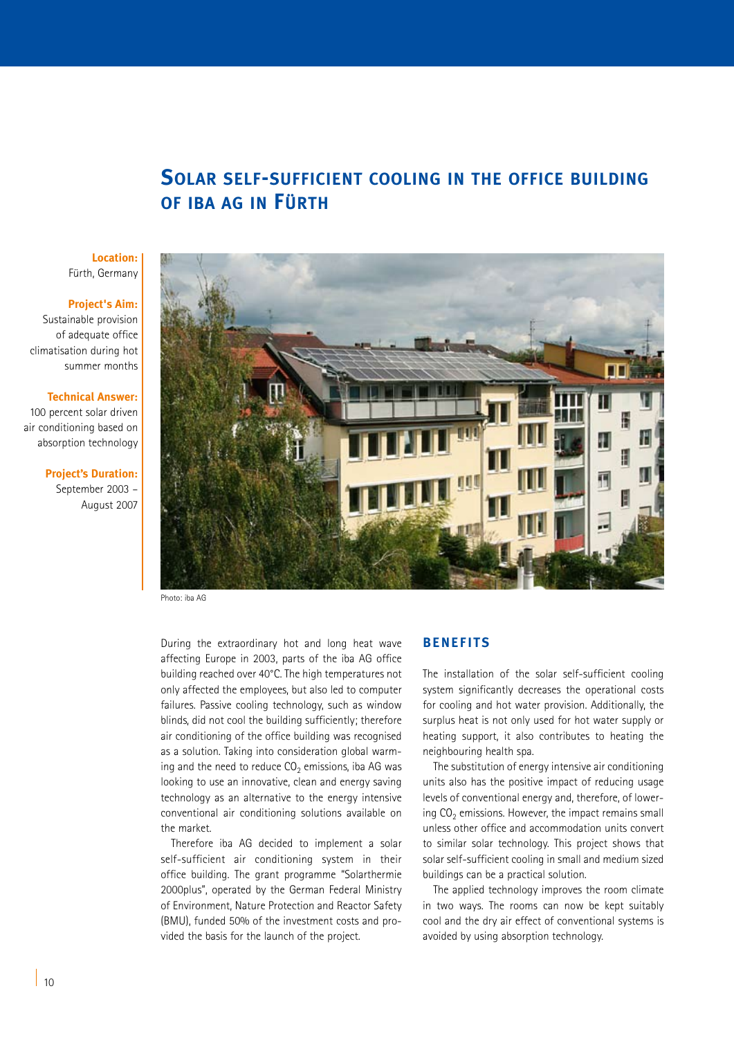# Solar self-sufficient cooling in the office building of iba AG in Fürth

**Location:**
Fürth, Germany

**Project's Aim:**
Sustainable provision of adequate office climatisation during hot summer months

**Technical Answer:**
100 percent solar driven air conditioning based on absorption technology

**Project's Duration:**
September 2003 – August 2007

Photo: iba AG

During the extraordinary hot and long heat wave affecting Europe in 2003, parts of the iba AG office building reached over 40°C. The high temperatures not only affected the employees, but also led to computer failures. Passive cooling technology, such as window blinds, did not cool the building sufficiently; therefore air conditioning of the office building was recognised as a solution. Taking into consideration global warming and the need to reduce $CO_2$ emissions, iba AG was looking to use an innovative, clean and energy saving technology as an alternative to the energy intensive conventional air conditioning solutions available on the market.

Therefore iba AG decided to implement a solar self-sufficient air conditioning system in their office building. The grant programme "Solarthermie 2000plus", operated by the German Federal Ministry of Environment, Nature Protection and Reactor Safety (BMU), funded 50% of the investment costs and provided the basis for the launch of the project.

## Benefits

The installation of the solar self-sufficient cooling system significantly decreases the operational costs for cooling and hot water provision. Additionally, the surplus heat is not only used for hot water supply or heating support, it also contributes to heating the neighbouring health spa.

The substitution of energy intensive air conditioning units also has the positive impact of reducing usage levels of conventional energy and, therefore, of lowering $CO_2$ emissions. However, the impact remains small unless other office and accommodation units convert to similar solar technology. This project shows that solar self-sufficient cooling in small and medium sized buildings can be a practical solution.

The applied technology improves the room climate in two ways. The rooms can now be kept suitably cool and the dry air effect of conventional systems is avoided by using absorption technology.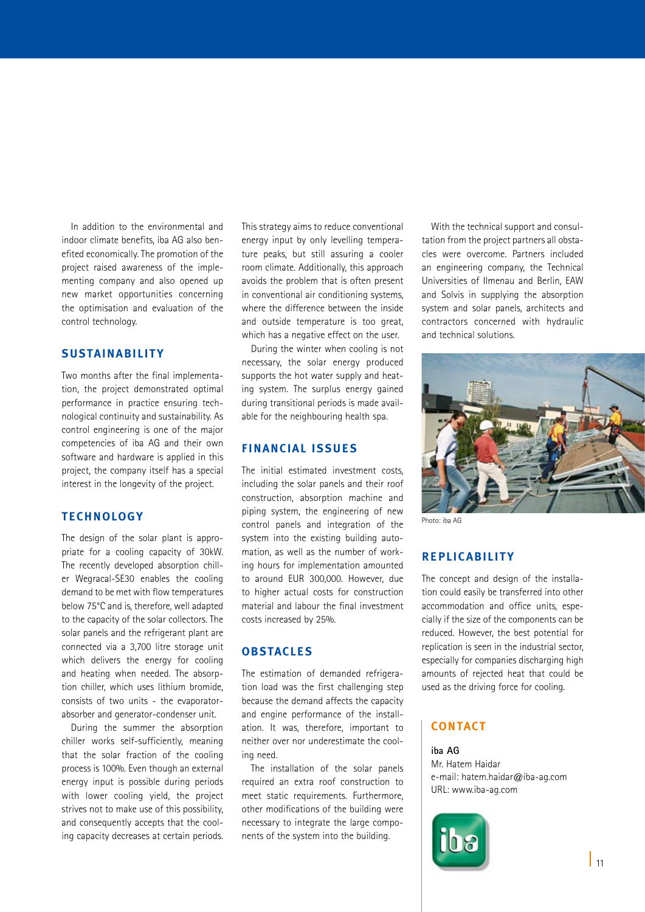In addition to the environmental and indoor climate benefits, iba AG also benefited economically. The promotion of the project raised awareness of the implementing company and also opened up new market opportunities concerning the optimisation and evaluation of the control technology.

## SUSTAINABILITY

Two months after the final implementation, the project demonstrated optimal performance in practice ensuring technological continuity and sustainability. As control engineering is one of the major competencies of iba AG and their own software and hardware is applied in this project, the company itself has a special interest in the longevity of the project.

## TECHNOLOGY

The design of the solar plant is appropriate for a cooling capacity of 30kW. The recently developed absorption chiller Wegracal-SE30 enables the cooling demand to be met with flow temperatures below 75°C and is, therefore, well adapted to the capacity of the solar collectors. The solar panels and the refrigerant plant are connected via a 3,700 litre storage unit which delivers the energy for cooling and heating when needed. The absorption chiller, which uses lithium bromide, consists of two units - the evaporator-absorber and generator-condenser unit.

During the summer the absorption chiller works self-sufficiently, meaning that the solar fraction of the cooling process is 100%. Even though an external energy input is possible during periods with lower cooling yield, the project strives not to make use of this possibility, and consequently accepts that the cooling capacity decreases at certain periods. This strategy aims to reduce conventional energy input by only levelling temperature peaks, but still assuring a cooler room climate. Additionally, this approach avoids the problem that is often present in conventional air conditioning systems, where the difference between the inside and outside temperature is too great, which has a negative effect on the user.

During the winter when cooling is not necessary, the solar energy produced supports the hot water supply and heating system. The surplus energy gained during transitional periods is made available for the neighbouring health spa.

## FINANCIAL ISSUES

The initial estimated investment costs, including the solar panels and their roof construction, absorption machine and piping system, the engineering of new control panels and integration of the system into the existing building automation, as well as the number of working hours for implementation amounted to around EUR 300,000. However, due to higher actual costs for construction material and labour the final investment costs increased by 25%.

## OBSTACLES

The estimation of demanded refrigeration load was the first challenging step because the demand affects the capacity and engine performance of the installation. It was, therefore, important to neither over nor underestimate the cooling need.

The installation of the solar panels required an extra roof construction to meet static requirements. Furthermore, other modifications of the building were necessary to integrate the large components of the system into the building.

With the technical support and consultation from the project partners all obstacles were overcome. Partners included an engineering company, the Technical Universities of Ilmenau and Berlin, EAW and Solvis in supplying the absorption system and solar panels, architects and contractors concerned with hydraulic and technical solutions.

Photo: iba AG

## REPLICABILITY

The concept and design of the installation could easily be transferred into other accommodation and office units, especially if the size of the components can be reduced. However, the best potential for replication is seen in the industrial sector, especially for companies discharging high amounts of rejected heat that could be used as the driving force for cooling.

## CONTACT

**iba AG**
Mr. Hatem Haidar
e-mail: hatem.haidar@iba-ag.com
URL: www.iba-ag.com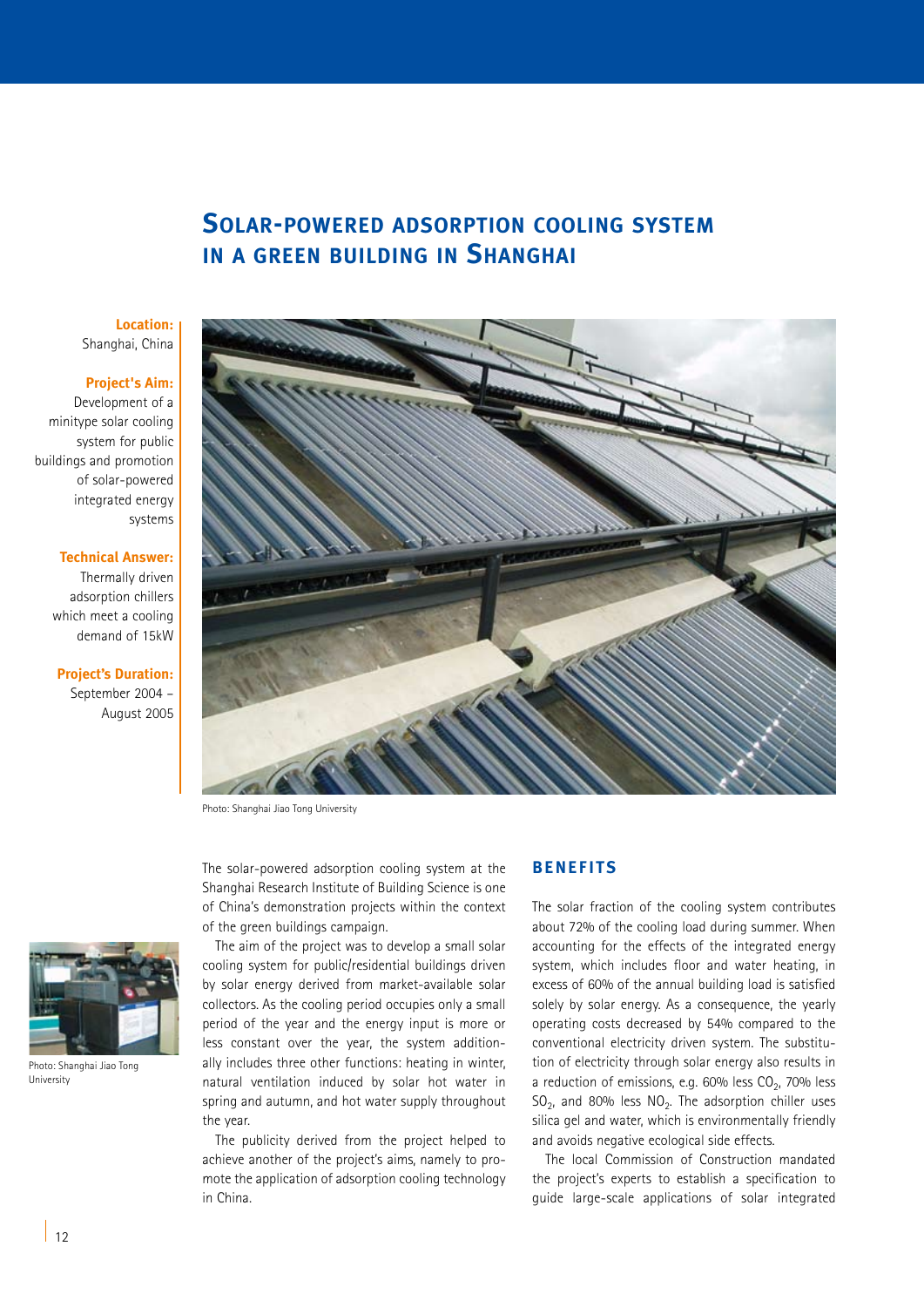# SOLAR-POWERED ADSORPTION COOLING SYSTEM IN A GREEN BUILDING IN SHANGHAI

**Location:**
Shanghai, China

**Project's Aim:**
Development of a minitype solar cooling system for public buildings and promotion of solar-powered integrated energy systems

**Technical Answer:**
Thermally driven adsorption chillers which meet a cooling demand of 15kW

**Project's Duration:**
September 2004 – August 2005

Photo: Shanghai Jiao Tong University

Photo: Shanghai Jiao Tong University

The solar-powered adsorption cooling system at the Shanghai Research Institute of Building Science is one of China's demonstration projects within the context of the green buildings campaign.

The aim of the project was to develop a small solar cooling system for public/residential buildings driven by solar energy derived from market-available solar collectors. As the cooling period occupies only a small period of the year and the energy input is more or less constant over the year, the system additionally includes three other functions: heating in winter, natural ventilation induced by solar hot water in spring and autumn, and hot water supply throughout the year.

The publicity derived from the project helped to achieve another of the project's aims, namely to promote the application of adsorption cooling technology in China.

## BENEFITS

The solar fraction of the cooling system contributes about 72% of the cooling load during summer. When accounting for the effects of the integrated energy system, which includes floor and water heating, in excess of 60% of the annual building load is satisfied solely by solar energy. As a consequence, the yearly operating costs decreased by 54% compared to the conventional electricity driven system. The substitution of electricity through solar energy also results in a reduction of emissions, e.g. 60% less $CO_2$, 70% less $SO_2$, and 80% less $NO_2$. The adsorption chiller uses silica gel and water, which is environmentally friendly and avoids negative ecological side effects.

The local Commission of Construction mandated the project's experts to establish a specification to guide large-scale applications of solar integrated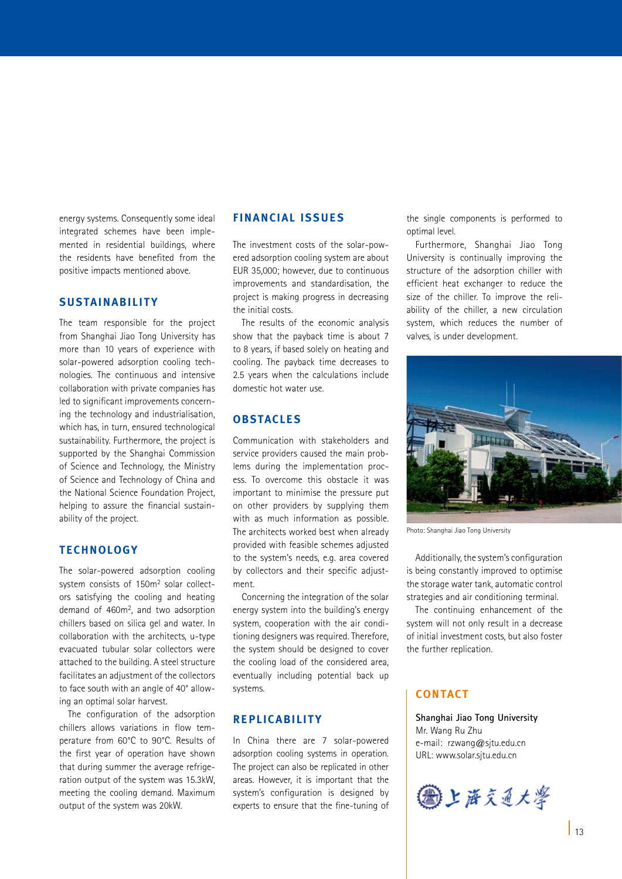energy systems. Consequently some ideal integrated schemes have been implemented in residential buildings, where the residents have benefited from the positive impacts mentioned above.

## SUSTAINABILITY

The team responsible for the project from Shanghai Jiao Tong University has more than 10 years of experience with solar-powered adsorption cooling technologies. The continuous and intensive collaboration with private companies has led to significant improvements concerning the technology and industrialisation, which has, in turn, ensured technological sustainability. Furthermore, the project is supported by the Shanghai Commission of Science and Technology, the Ministry of Science and Technology of China and the National Science Foundation Project, helping to assure the financial sustainability of the project.

## TECHNOLOGY

The solar-powered adsorption cooling system consists of 150m$^2$ solar collectors satisfying the cooling and heating demand of 460m$^2$, and two adsorption chillers based on silica gel and water. In collaboration with the architects, u-type evacuated tubular solar collectors were attached to the building. A steel structure facilitates an adjustment of the collectors to face south with an angle of 40° allowing an optimal solar harvest.

The configuration of the adsorption chillers allows variations in flow temperature from 60°C to 90°C. Results of the first year of operation have shown that during summer the average refrigeration output of the system was 15.3kW, meeting the cooling demand. Maximum output of the system was 20kW.

## FINANCIAL ISSUES

The investment costs of the solar-powered adsorption cooling system are about EUR 35,000; however, due to continuous improvements and standardisation, the project is making progress in decreasing the initial costs.

The results of the economic analysis show that the payback time is about 7 to 8 years, if based solely on heating and cooling. The payback time decreases to 2.5 years when the calculations include domestic hot water use.

## OBSTACLES

Communication with stakeholders and service providers caused the main problems during the implementation process. To overcome this obstacle it was important to minimise the pressure put on other providers by supplying them with as much information as possible. The architects worked best when already provided with feasible schemes adjusted to the system's needs, e.g. area covered by collectors and their specific adjustment.

Concerning the integration of the solar energy system into the building's energy system, cooperation with the air conditioning designers was required. Therefore, the system should be designed to cover the cooling load of the considered area, eventually including potential back up systems.

## REPLICABILITY

In China there are 7 solar-powered adsorption cooling systems in operation. The project can also be replicated in other areas. However, it is important that the system's configuration is designed by experts to ensure that the fine-tuning of the single components is performed to optimal level.

Furthermore, Shanghai Jiao Tong University is continually improving the structure of the adsorption chiller with efficient heat exchanger to reduce the size of the chiller. To improve the reliability of the chiller, a new circulation system, which reduces the number of valves, is under development.

Photo: Shanghai Jiao Tong University

Additionally, the system's configuration is being constantly improved to optimise the storage water tank, automatic control strategies and air conditioning terminal.

The continuing enhancement of the system will not only result in a decrease of initial investment costs, but also foster the further replication.

## CONTACT

**Shanghai Jiao Tong University**
Mr. Wang Ru Zhu
e-mail: rzwang@sjtu.edu.cn
URL: www.solar.sjtu.edu.cn

上海交通大学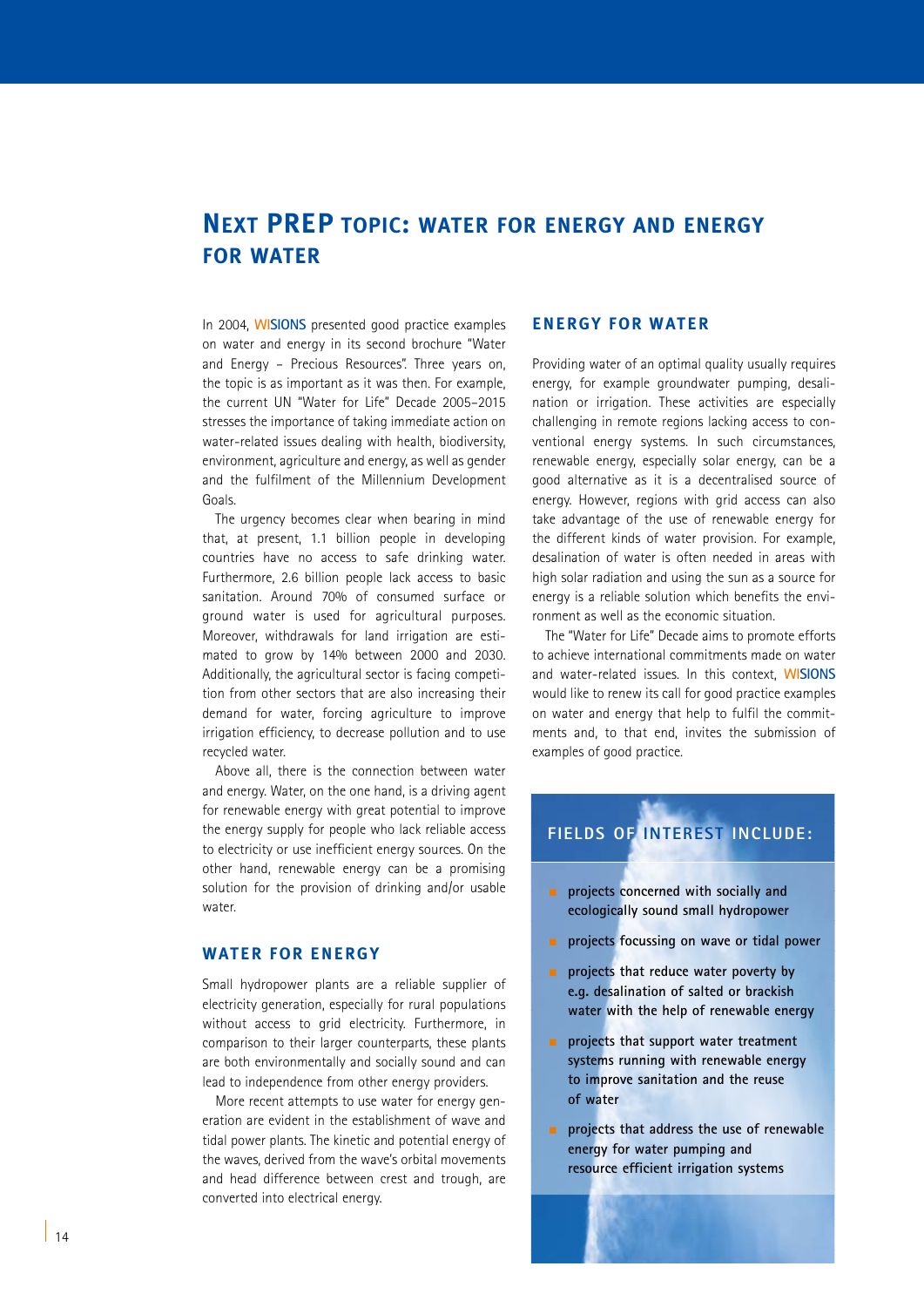# Next PREP topic: Water for energy and energy for water

In 2004, WISIONS presented good practice examples on water and energy in its second brochure "Water and Energy – Precious Resources". Three years on, the topic is as important as it was then. For example, the current UN "Water for Life" Decade 2005–2015 stresses the importance of taking immediate action on water-related issues dealing with health, biodiversity, environment, agriculture and energy, as well as gender and the fulfilment of the Millennium Development Goals.

The urgency becomes clear when bearing in mind that, at present, 1.1 billion people in developing countries have no access to safe drinking water. Furthermore, 2.6 billion people lack access to basic sanitation. Around 70% of consumed surface or ground water is used for agricultural purposes. Moreover, withdrawals for land irrigation are estimated to grow by 14% between 2000 and 2030. Additionally, the agricultural sector is facing competition from other sectors that are also increasing their demand for water, forcing agriculture to improve irrigation efficiency, to decrease pollution and to use recycled water.

Above all, there is the connection between water and energy. Water, on the one hand, is a driving agent for renewable energy with great potential to improve the energy supply for people who lack reliable access to electricity or use inefficient energy sources. On the other hand, renewable energy can be a promising solution for the provision of drinking and/or usable water.

## Water for energy

Small hydropower plants are a reliable supplier of electricity generation, especially for rural populations without access to grid electricity. Furthermore, in comparison to their larger counterparts, these plants are both environmentally and socially sound and can lead to independence from other energy providers.

More recent attempts to use water for energy generation are evident in the establishment of wave and tidal power plants. The kinetic and potential energy of the waves, derived from the wave's orbital movements and head difference between crest and trough, are converted into electrical energy.

## Energy for water

Providing water of an optimal quality usually requires energy, for example groundwater pumping, desalination or irrigation. These activities are especially challenging in remote regions lacking access to conventional energy systems. In such circumstances, renewable energy, especially solar energy, can be a good alternative as it is a decentralised source of energy. However, regions with grid access can also take advantage of the use of renewable energy for the different kinds of water provision. For example, desalination of water is often needed in areas with high solar radiation and using the sun as a source for energy is a reliable solution which benefits the environment as well as the economic situation.

The "Water for Life" Decade aims to promote efforts to achieve international commitments made on water and water-related issues. In this context, WISIONS would like to renew its call for good practice examples on water and energy that help to fulfil the commitments and, to that end, invites the submission of examples of good practice.

### Fields of interest include:

- projects concerned with socially and ecologically sound small hydropower
- projects focussing on wave or tidal power
- projects that reduce water poverty by e.g. desalination of salted or brackish water with the help of renewable energy
- projects that support water treatment systems running with renewable energy to improve sanitation and the reuse of water
- projects that address the use of renewable energy for water pumping and resource efficient irrigation systems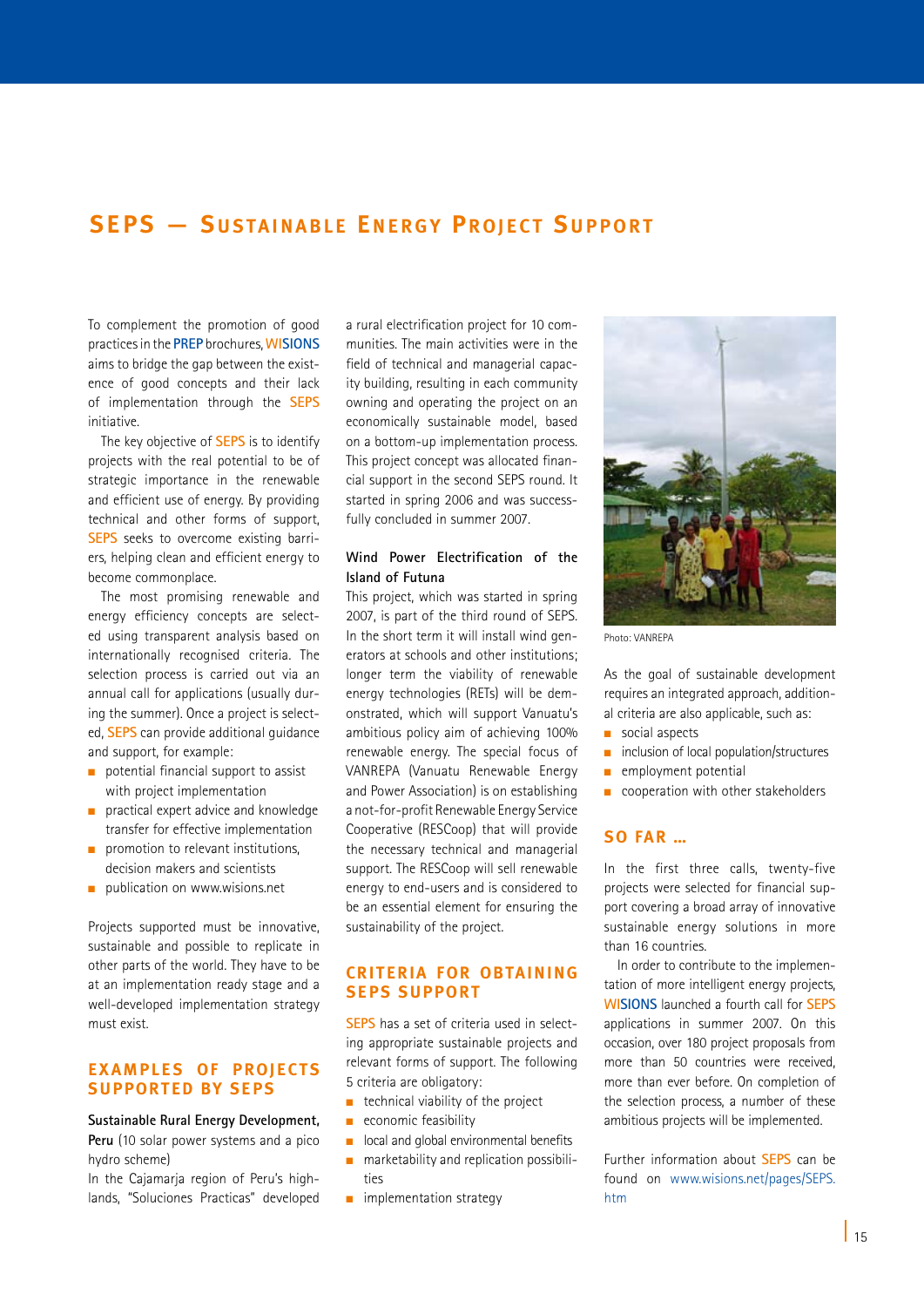# SEPS — Sustainable Energy Project Support

To complement the promotion of good practices in the PREP brochures, WISIONS aims to bridge the gap between the existence of good concepts and their lack of implementation through the SEPS initiative.

The key objective of SEPS is to identify projects with the real potential to be of strategic importance in the renewable and efficient use of energy. By providing technical and other forms of support, SEPS seeks to overcome existing barriers, helping clean and efficient energy to become commonplace.

The most promising renewable and energy efficiency concepts are selected using transparent analysis based on internationally recognised criteria. The selection process is carried out via an annual call for applications (usually during the summer). Once a project is selected, SEPS can provide additional guidance and support, for example:

- potential financial support to assist with project implementation
- practical expert advice and knowledge transfer for effective implementation
- promotion to relevant institutions, decision makers and scientists
- publication on www.wisions.net

Projects supported must be innovative, sustainable and possible to replicate in other parts of the world. They have to be at an implementation ready stage and a well-developed implementation strategy must exist.

## Examples of projects supported by SEPS

**Sustainable Rural Energy Development, Peru** (10 solar power systems and a pico hydro scheme)
In the Cajamarja region of Peru's highlands, "Soluciones Practicas" developed a rural electrification project for 10 communities. The main activities were in the field of technical and managerial capacity building, resulting in each community owning and operating the project on an economically sustainable model, based on a bottom-up implementation process. This project concept was allocated financial support in the second SEPS round. It started in spring 2006 and was successfully concluded in summer 2007.

**Wind Power Electrification of the Island of Futuna**
This project, which was started in spring 2007, is part of the third round of SEPS. In the short term it will install wind generators at schools and other institutions; longer term the viability of renewable energy technologies (RETs) will be demonstrated, which will support Vanuatu's ambitious policy aim of achieving 100% renewable energy. The special focus of VANREPA (Vanuatu Renewable Energy and Power Association) is on establishing a not-for-profit Renewable Energy Service Cooperative (RESCoop) that will provide the necessary technical and managerial support. The RESCoop will sell renewable energy to end-users and is considered to be an essential element for ensuring the sustainability of the project.

## Criteria for obtaining SEPS support

SEPS has a set of criteria used in selecting appropriate sustainable projects and relevant forms of support. The following 5 criteria are obligatory:

- technical viability of the project
- economic feasibility
- local and global environmental benefits
- marketability and replication possibilities
- implementation strategy

Photo: VANREPA

As the goal of sustainable development requires an integrated approach, additional criteria are also applicable, such as:

- social aspects
- inclusion of local population/structures
- employment potential
- cooperation with other stakeholders

## So far …

In the first three calls, twenty-five projects were selected for financial support covering a broad array of innovative sustainable energy solutions in more than 16 countries.

In order to contribute to the implementation of more intelligent energy projects, WISIONS launched a fourth call for SEPS applications in summer 2007. On this occasion, over 180 project proposals from more than 50 countries were received, more than ever before. On completion of the selection process, a number of these ambitious projects will be implemented.

Further information about SEPS can be found on www.wisions.net/pages/SEPS.htm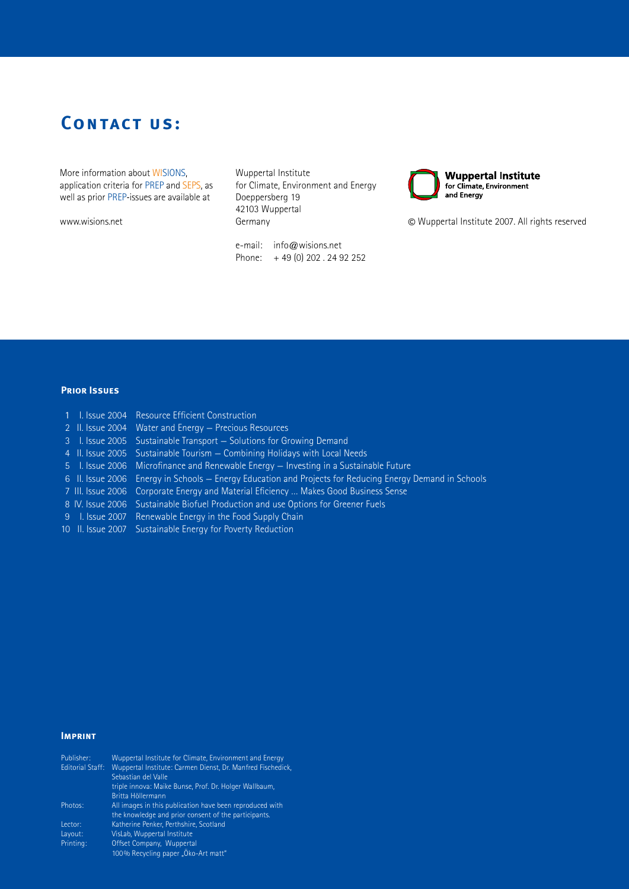# Contact us:

More information about WISIONS, application criteria for PREP and SEPS, as well as prior PREP-issues are available at

www.wisions.net

Wuppertal Institute
for Climate, Environment and Energy
Doeppersberg 19
42103 Wuppertal
Germany

e-mail: info@wisions.net
Phone: + 49 (0) 202 . 24 92 252

**Wuppertal Institute**
**for Climate, Environment and Energy**

© Wuppertal Institute 2007. All rights reserved

## Prior Issues

| | | |
|---|---|---|
| 1 | I. Issue 2004 | Resource Efficient Construction |
| 2 | II. Issue 2004 | Water and Energy – Precious Resources |
| 3 | I. Issue 2005 | Sustainable Transport – Solutions for Growing Demand |
| 4 | II. Issue 2005 | Sustainable Tourism – Combining Holidays with Local Needs |
| 5 | I. Issue 2006 | Microfinance and Renewable Energy – Investing in a Sustainable Future |
| 6 | II. Issue 2006 | Energy in Schools – Energy Education and Projects for Reducing Energy Demand in Schools |
| 7 | III. Issue 2006 | Corporate Energy and Material Eficiency ... Makes Good Business Sense |
| 8 | IV. Issue 2006 | Sustainable Biofuel Production and use Options for Greener Fuels |
| 9 | I. Issue 2007 | Renewable Energy in the Food Supply Chain |
| 10 | II. Issue 2007 | Sustainable Energy for Poverty Reduction |

## Imprint

| | |
|---|---|
| Publisher: | Wuppertal Institute for Climate, Environment and Energy |
| Editorial Staff: | Wuppertal Institute: Carmen Dienst, Dr. Manfred Fischedick, Sebastian del Valle<br>triple innova: Maike Bunse, Prof. Dr. Holger Wallbaum, Britta Höllermann |
| Photos: | All images in this publication have been reproduced with the knowledge and prior consent of the participants. |
| Lector: | Katherine Penker, Perthshire, Scotland |
| Layout: | VisLab, Wuppertal Institute |
| Printing: | Offset Company, Wuppertal<br>100% Recycling paper „Öko-Art matt" |